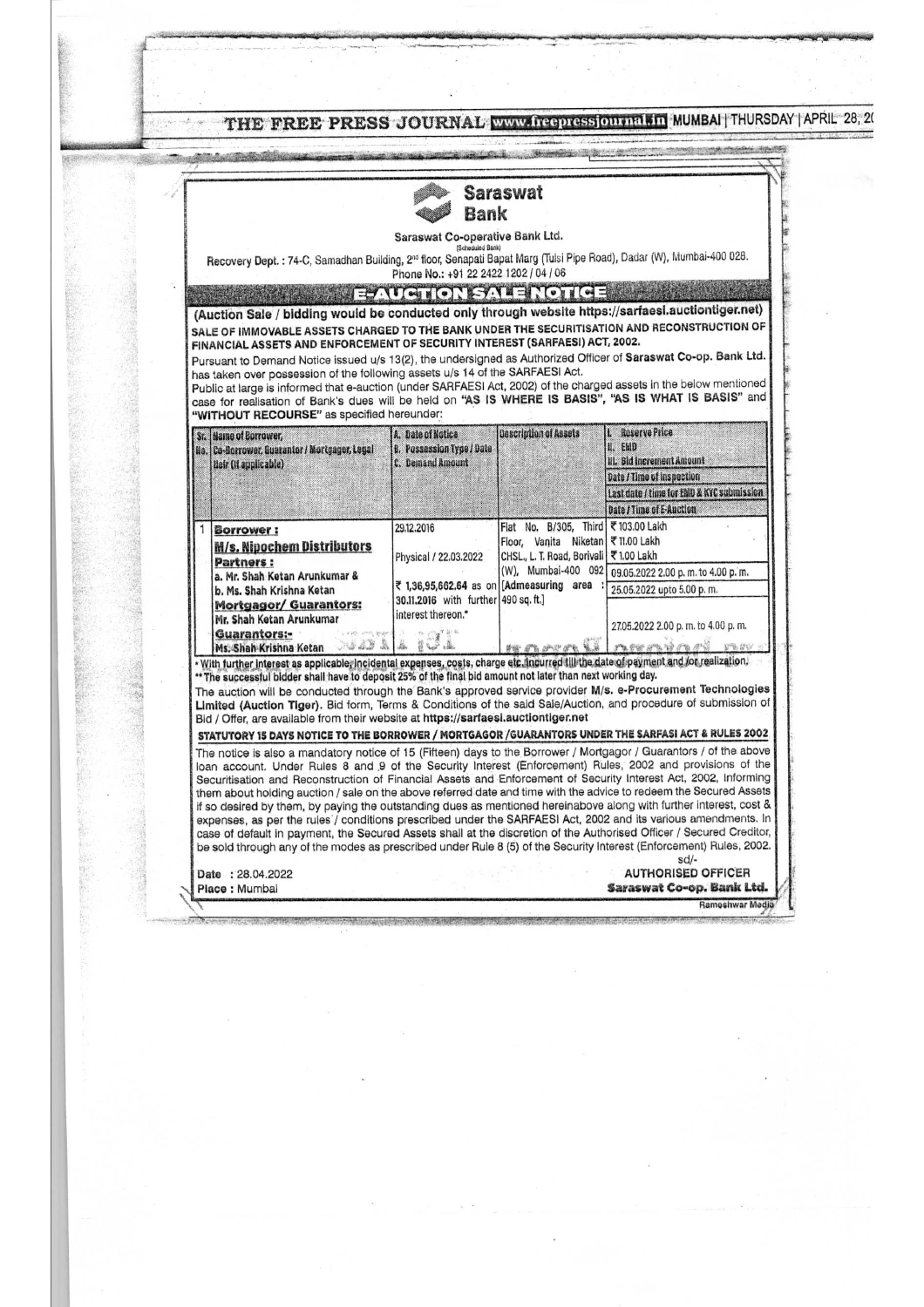# Saraswat Bank

Saraswat Co-operative Bank Ltd.
(Scheduled Bank)

Recovery Dept. : 74-C, Samadhan Building, 2nd floor, Senapati Bapat Marg (Tulsi Pipe Road), Dadar (W), Mumbai-400 028.
Phone No.: +91 22 2422 1202 / 04 / 06

## E-AUCTION SALE NOTICE

**(Auction Sale / bidding would be conducted only through website https://sarfaesi.auctiontiger.net)**

**SALE OF IMMOVABLE ASSETS CHARGED TO THE BANK UNDER THE SECURITISATION AND RECONSTRUCTION OF FINANCIAL ASSETS AND ENFORCEMENT OF SECURITY INTEREST (SARFAESI) ACT, 2002.**

Pursuant to Demand Notice issued u/s 13(2), the undersigned as Authorized Officer of **Saraswat Co-op. Bank Ltd.** has taken over possession of the following assets u/s 14 of the SARFAESI Act.

Public at large is informed that e-auction (under SARFAESI Act, 2002) of the charged assets in the below mentioned case for realisation of Bank's dues will be held on **"AS IS WHERE IS BASIS"**, **"AS IS WHAT IS BASIS"** and **"WITHOUT RECOURSE"** as specified hereunder:

| Sr. No. | Name of Borrower, Co-Borrower, Guarantor / Mortgagor, Legal Heir (if applicable) | A. Date of Notice<br>B. Possession Type / Date<br>C. Demand Amount | Description of Assets | I. Reserve Price<br>II. EMD<br>III. Bid Increment Amount<br>Date / Time of Inspection<br>Last date / time for EMD & KYC submission<br>Date / Time of E-Auction |
|---|---|---|---|---|
| 1 | **Borrower :**<br>**M/s. Nipochem Distributors**<br>**Partners :**<br>a. Mr. Shah Ketan Arunkumar &<br>b. Ms. Shah Krishna Ketan<br>**Mortgagor/ Guarantors:**<br>Mr. Shah Ketan Arunkumar<br>**Guarantors:-**<br>Ms. Shah Krishna Ketan | 29.12.2016<br>Physical / 22.03.2022<br>₹ 1,36,95,662.64 as on 30.11.2016 with further interest thereon.* | Flat No. B/305, Third Floor, Vanita Niketan CHSL., L. T. Road, Borivali (W), Mumbai-400 092 [Admeasuring area : 490 sq. ft.] | ₹ 103.00 Lakh<br>₹ 11.00 Lakh<br>₹ 1.00 Lakh<br>09.05.2022 2.00 p. m. to 4.00 p. m.<br>25.05.2022 upto 5.00 p. m.<br>27.05.2022 2.00 p. m. to 4.00 p. m. |

\* With further interest as applicable, incidental expenses, costs, charge etc. incurred till the date of payment and /or realization.

\*\* The successful bidder shall have to deposit 25% of the final bid amount not later than next working day.

The auction will be conducted through the Bank's approved service provider **M/s. e-Procurement Technologies Limited (Auction Tiger)**. Bid form, Terms & Conditions of the said Sale/Auction, and procedure of submission of Bid / Offer, are available from their website at **https://sarfaesi.auctiontiger.net**

### STATUTORY 15 DAYS NOTICE TO THE BORROWER / MORTGAGOR /GUARANTORS UNDER THE SARFASI ACT & RULES 2002

The notice is also a mandatory notice of 15 (Fifteen) days to the Borrower / Mortgagor / Guarantors / of the above loan account. Under Rules 8 and 9 of the Security Interest (Enforcement) Rules, 2002 and provisions of the Securitisation and Reconstruction of Financial Assets and Enforcement of Security Interest Act, 2002, informing them about holding auction / sale on the above referred date and time with the advice to redeem the Secured Assets if so desired by them, by paying the outstanding dues as mentioned hereinabove along with further interest, cost & expenses, as per the rules / conditions prescribed under the SARFAESI Act, 2002 and its various amendments. In case of default in payment, the Secured Assets shall at the discretion of the Authorised Officer / Secured Creditor, be sold through any of the modes as prescribed under Rule 8 (5) of the Security Interest (Enforcement) Rules, 2002.

Date : 28.04.2022
Place : Mumbai

sd/-
AUTHORISED OFFICER
**Saraswat Co-op. Bank Ltd.**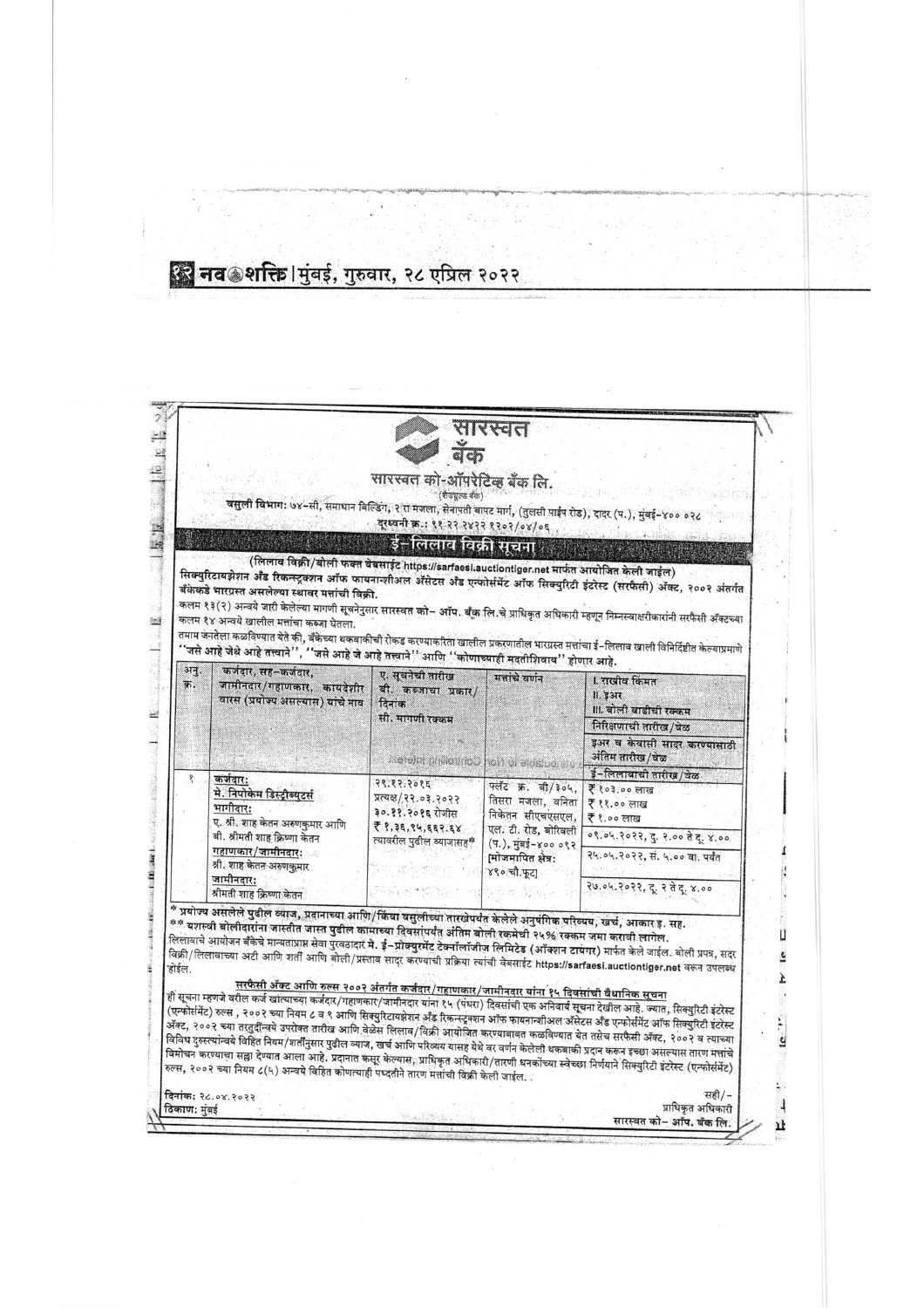नवशक्ति | मुंबई, गुरुवार, २८ एप्रिल २०२२

# सारस्वत बँक

## सारस्वत को-ऑपरेटिव्ह बँक लि.

(शेड्युल्ड बँक)

**वसुली विभाग:** ७४-सी, समाधान बिल्डिंग, २रा मजला, सेनापती बापट मार्ग, (तुलसी पाईप रोड), दादर (प.), मुंबई-४०० ०२८

**दूरध्वनी क्र.:** ९१-२२ २४२२ १२०२/०४/०६

## ई-लिलाव विक्री सूचना

**(लिलाव विक्री/बोली फक्त वेबसाईट https://sarfaesi.auctiontiger.net मार्फत आयोजित केली जाईल)**

**सिक्युरिटायझेशन अँड रिकन्स्ट्रक्शन ऑफ फायनान्शीअल ॲसेट्स अँड एन्फोर्समेंट ऑफ सिक्युरिटी इंटरेस्ट (सरफैसी) ॲक्ट, २००२ अंतर्गत बँकेकडे भारग्रस्त असलेल्या स्थावर मत्तांची विक्री.**

कलम १३(२) अन्वये जारी केलेल्या मागणी सूचनेनुसार सारस्वत को- ऑप. बँक लि.चे प्राधिकृत अधिकारी म्हणून निम्नस्वाक्षरीकारांनी सरफैसी ॲक्टच्या कलम १४ अन्वये खालील मत्तांचा कब्जा घेतला.

तमाम जनतेला कळविण्यात येते की, बँकेच्या थकबाकीची रोकड करण्याकरिता खालील प्रकरणातील भारग्रस्त मत्तांचा ई-लिलाव खाली विनिर्दिष्ट केल्याप्रमाणे **"जसे आहे जेथे आहे तत्त्वाने", "जसे आहे जे आहे तत्त्वाने" आणि "कोणताच्याही मदतीशिवाय"** होणार आहे.

| अनु. क्र. | कर्जदार, सह-कर्जदार, जामीनदार/गहाणकार, कायदेशीर वारस (प्रयोज्य असल्यास) यांचे नाव | ए. सूचनेची तारीख बी. कब्जाचा प्रकार/दिनांक सी. मागणी रक्कम | मत्तांचे वर्णन | I. राखीव किंमत II. इअर III. बोली वाढीची रक्कम / निरिक्षणाची तारीख/वेळ / इअर व केवासी सादर करण्यासाठी अंतिम तारीख/वेळ / ई-लिलावाची तारीख/वेळ |
|---|---|---|---|---|
| १ | **कर्जदार:** मे. निपोकेम डिस्ट्रीब्युटर्स **भागीदार:** ए. श्री. शाह केतन अरुणकुमार आणि बी. श्रीमती शाह क्रिष्णा केतन **गहाणकार/जामीनदार:** श्री. शाह केतन अरुणकुमार **जामीनदार:** श्रीमती शाह क्रिष्णा केतन | २९.१२.२०१६ प्रत्यक्ष/२२.०३.२०२२ ३०.११.२०१६ रोजीस ₹ १,३६,९५,६६२.६४ त्यावरील पुढील व्याजासह* | फ्लॅट क्र. बी/३०५, तिसरा मजला, वनिता निकेतन सीएचएसएल, एल. टी. रोड, बोरिवली (प.), मुंबई-४०० ०९२ [मोजमापित क्षेत्र: ४९० चौ.फूट] | ₹ १०३.०० लाख ₹ ११.०० लाख ₹ १.०० लाख / ०९.०५.२०२२, दु. २.०० ते दु. ४.०० / २५.०५.२०२२, सं. ५.०० वा. पर्यंत / २७.०५.२०२२, दु. २ ते दु. ४.०० |

\* प्रयोज्य असलेले पुढील व्याज, प्रदानाच्या आणि/किंवा वसुलीच्या तारखेपर्यंत केलेले अनुषंगिक परिव्यय, खर्च, आकार इ. सह.

\*\* यशस्वी बोलीदारांना जास्तीत जास्त पुढील कामाच्या दिवसांपर्यंत अंतिम बोली रकमेची २५% रक्कम जमा करावी लागेल.

लिलावाचे आयोजन बँकेचे मान्यताप्राप्त सेवा पुरवठादार **मे. ई-प्रोक्युरमेंट टेक्नॉलॉजीज लिमिटेड (ऑक्शन टायगर)** मार्फत केले जाईल. बोली प्रपत्र, सदर विक्री/लिलावाच्या अटी आणि शर्ती आणि बोली/प्रस्ताव सादर करण्याची प्रक्रिया त्यांची वेबसाईट **https://sarfaesi.auctiontiger.net** वरून उपलब्ध होईल.

### सरफैसी ॲक्ट आणि रुल्स २००२ अंतर्गत कर्जदार/गहाणकार/जामीनदार यांना १५ दिवसांची वैधानिक सूचना

ही सूचना म्हणजे वरील कर्ज खात्याच्या कर्जदार/गहाणकार/जामीनदार यांना १५ (पंधरा) दिवसांची एक अनिवार्य सूचना देखील आहे. ज्यात, सिक्युरिटी इंटरेस्ट (एन्फोर्समेंट) रुल्स, २००२ च्या नियम ८ व ९ आणि सिक्युरिटायझेशन अँड रिकन्स्ट्रक्शन ऑफ फायनान्शीअल ॲसेट्स अँड एन्फोर्समेंट ऑफ सिक्युरिटी इंटरेस्ट ॲक्ट, २००२ च्या तरतुदींन्वये उपरोक्त तारीख आणि वेळेस लिलाव/विक्री आयोजित करण्याबाबत कळविण्यात येत तसेच सरफैसी ॲक्ट, २००२ व त्याच्या विविध दुरुस्त्यांन्वये विहित नियम/शर्तींनुसार पुढील व्याज, खर्च आणि परिव्यय यासह येथे वर वर्णन केलेली थकबाकी प्रदान करून इच्छा असल्यास तारण मत्तांचे विमोचन करण्याचा सल्ला देण्यात आला आहे. प्रदानात कसूर केल्यास, प्राधिकृत अधिकारी/तारणी धनकोंच्या स्वेच्छा निर्णयाने सिक्युरिटी इंटरेस्ट (एन्फोर्समेंट) रुल्स, २००२ च्या नियम ८(५) अन्वये विहित कोणत्याही पध्दतीने तारण मत्तांची विक्री केली जाईल.

दिनांक: २८.०४.२०२२
ठिकाण: मुंबई

सही/-
प्राधिकृत अधिकारी
सारस्वत को- ऑप. बँक लि.